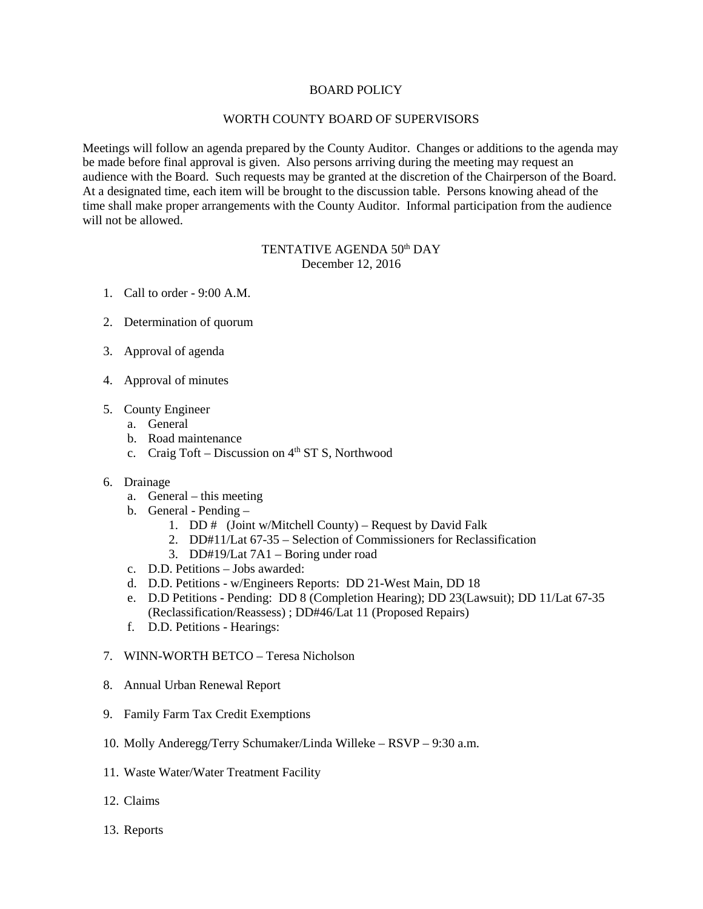# BOARD POLICY

## WORTH COUNTY BOARD OF SUPERVISORS

Meetings will follow an agenda prepared by the County Auditor. Changes or additions to the agenda may be made before final approval is given. Also persons arriving during the meeting may request an audience with the Board. Such requests may be granted at the discretion of the Chairperson of the Board. At a designated time, each item will be brought to the discussion table. Persons knowing ahead of the time shall make proper arrangements with the County Auditor. Informal participation from the audience will not be allowed.

### TENTATIVE AGENDA 50th DAY
December 12, 2016

1. Call to order - 9:00 A.M.

2. Determination of quorum

3. Approval of agenda

4. Approval of minutes

5. County Engineer
   a. General
   b. Road maintenance
   c. Craig Toft – Discussion on 4th ST S, Northwood

6. Drainage
   a. General – this meeting
   b. General - Pending –
      1. DD # (Joint w/Mitchell County) – Request by David Falk
      2. DD#11/Lat 67-35 – Selection of Commissioners for Reclassification
      3. DD#19/Lat 7A1 – Boring under road
   c. D.D. Petitions – Jobs awarded:
   d. D.D. Petitions - w/Engineers Reports: DD 21-West Main, DD 18
   e. D.D Petitions - Pending: DD 8 (Completion Hearing); DD 23(Lawsuit); DD 11/Lat 67-35 (Reclassification/Reassess) ; DD#46/Lat 11 (Proposed Repairs)
   f. D.D. Petitions - Hearings:

7. WINN-WORTH BETCO – Teresa Nicholson

8. Annual Urban Renewal Report

9. Family Farm Tax Credit Exemptions

10. Molly Anderegg/Terry Schumaker/Linda Willeke – RSVP – 9:30 a.m.

11. Waste Water/Water Treatment Facility

12. Claims

13. Reports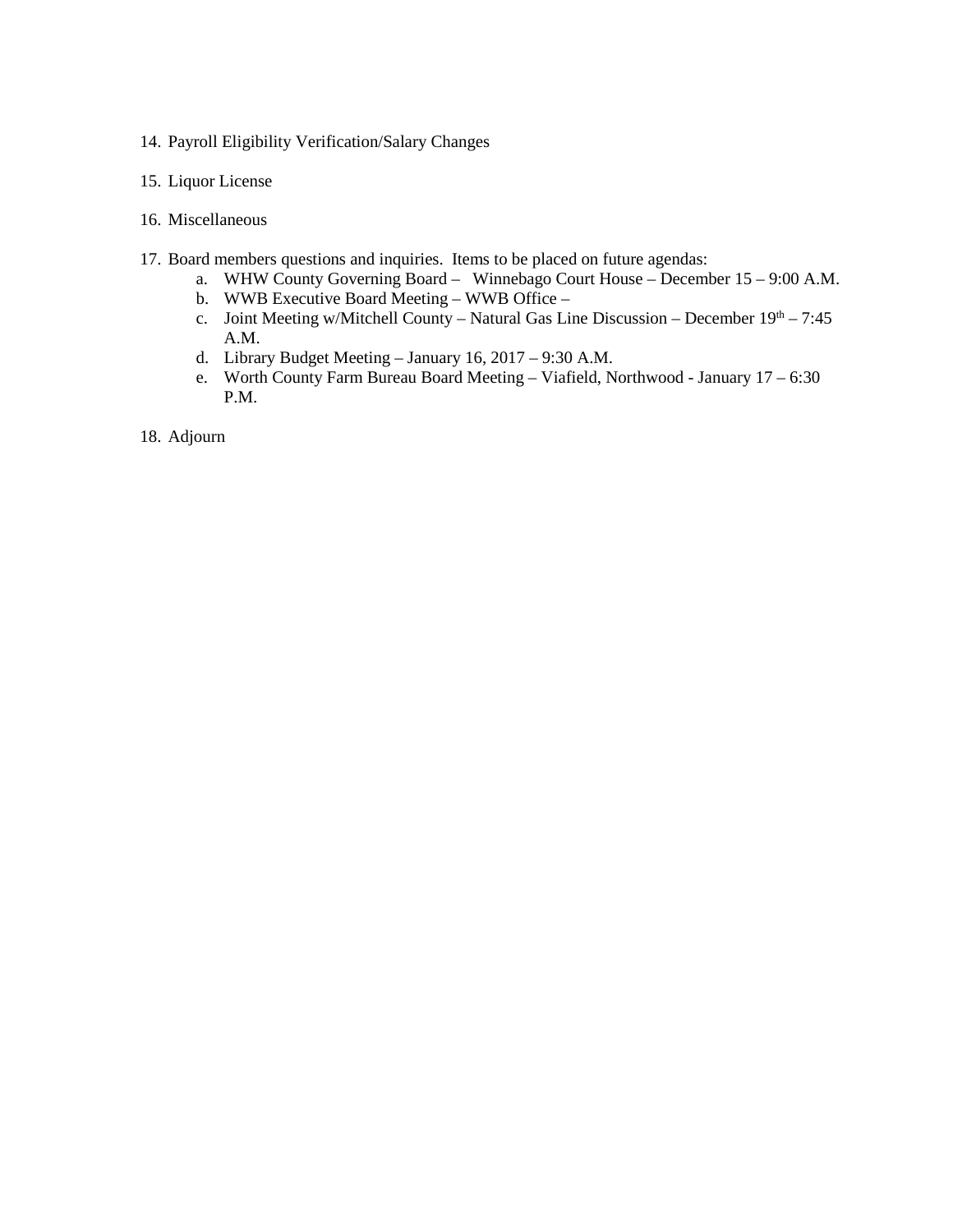14. Payroll Eligibility Verification/Salary Changes

15. Liquor License

16. Miscellaneous

17. Board members questions and inquiries. Items to be placed on future agendas:
    a. WHW County Governing Board – Winnebago Court House – December 15 – 9:00 A.M.
    b. WWB Executive Board Meeting – WWB Office –
    c. Joint Meeting w/Mitchell County – Natural Gas Line Discussion – December 19th – 7:45 A.M.
    d. Library Budget Meeting – January 16, 2017 – 9:30 A.M.
    e. Worth County Farm Bureau Board Meeting – Viafield, Northwood - January 17 – 6:30 P.M.

18. Adjourn